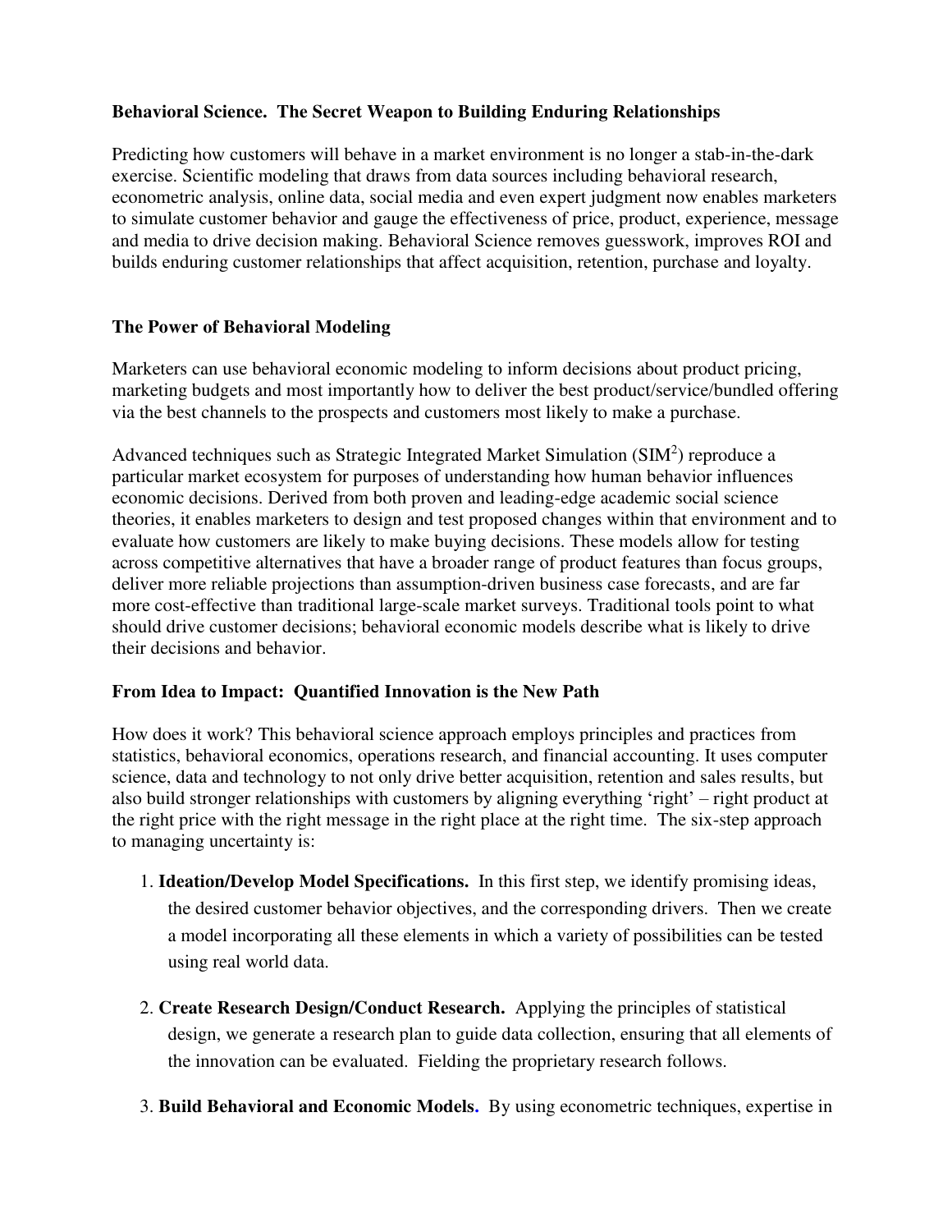**Behavioral Science. The Secret Weapon to Building Enduring Relationships**

Predicting how customers will behave in a market environment is no longer a stab-in-the-dark exercise. Scientific modeling that draws from data sources including behavioral research, econometric analysis, online data, social media and even expert judgment now enables marketers to simulate customer behavior and gauge the effectiveness of price, product, experience, message and media to drive decision making. Behavioral Science removes guesswork, improves ROI and builds enduring customer relationships that affect acquisition, retention, purchase and loyalty.

**The Power of Behavioral Modeling**

Marketers can use behavioral economic modeling to inform decisions about product pricing, marketing budgets and most importantly how to deliver the best product/service/bundled offering via the best channels to the prospects and customers most likely to make a purchase.

Advanced techniques such as Strategic Integrated Market Simulation ($SIM^2$) reproduce a particular market ecosystem for purposes of understanding how human behavior influences economic decisions. Derived from both proven and leading-edge academic social science theories, it enables marketers to design and test proposed changes within that environment and to evaluate how customers are likely to make buying decisions. These models allow for testing across competitive alternatives that have a broader range of product features than focus groups, deliver more reliable projections than assumption-driven business case forecasts, and are far more cost-effective than traditional large-scale market surveys. Traditional tools point to what should drive customer decisions; behavioral economic models describe what is likely to drive their decisions and behavior.

**From Idea to Impact: Quantified Innovation is the New Path**

How does it work? This behavioral science approach employs principles and practices from statistics, behavioral economics, operations research, and financial accounting. It uses computer science, data and technology to not only drive better acquisition, retention and sales results, but also build stronger relationships with customers by aligning everything 'right' – right product at the right price with the right message in the right place at the right time. The six-step approach to managing uncertainty is:

1. **Ideation/Develop Model Specifications.** In this first step, we identify promising ideas, the desired customer behavior objectives, and the corresponding drivers. Then we create a model incorporating all these elements in which a variety of possibilities can be tested using real world data.

2. **Create Research Design/Conduct Research.** Applying the principles of statistical design, we generate a research plan to guide data collection, ensuring that all elements of the innovation can be evaluated. Fielding the proprietary research follows.

3. **Build Behavioral and Economic Models.** By using econometric techniques, expertise in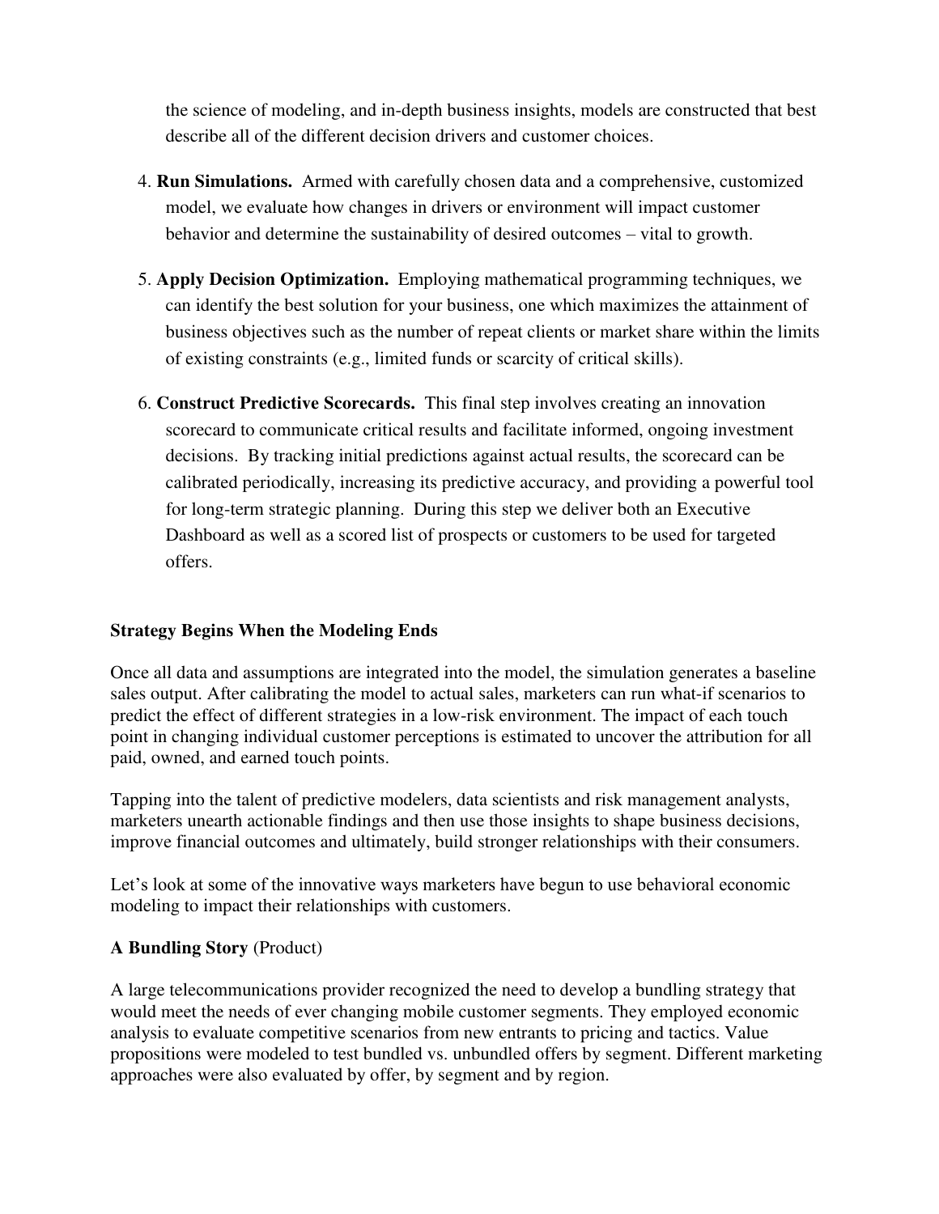the science of modeling, and in-depth business insights, models are constructed that best describe all of the different decision drivers and customer choices.

4. **Run Simulations.** Armed with carefully chosen data and a comprehensive, customized model, we evaluate how changes in drivers or environment will impact customer behavior and determine the sustainability of desired outcomes – vital to growth.

5. **Apply Decision Optimization.** Employing mathematical programming techniques, we can identify the best solution for your business, one which maximizes the attainment of business objectives such as the number of repeat clients or market share within the limits of existing constraints (e.g., limited funds or scarcity of critical skills).

6. **Construct Predictive Scorecards.** This final step involves creating an innovation scorecard to communicate critical results and facilitate informed, ongoing investment decisions. By tracking initial predictions against actual results, the scorecard can be calibrated periodically, increasing its predictive accuracy, and providing a powerful tool for long-term strategic planning. During this step we deliver both an Executive Dashboard as well as a scored list of prospects or customers to be used for targeted offers.

**Strategy Begins When the Modeling Ends**

Once all data and assumptions are integrated into the model, the simulation generates a baseline sales output. After calibrating the model to actual sales, marketers can run what-if scenarios to predict the effect of different strategies in a low-risk environment. The impact of each touch point in changing individual customer perceptions is estimated to uncover the attribution for all paid, owned, and earned touch points.

Tapping into the talent of predictive modelers, data scientists and risk management analysts, marketers unearth actionable findings and then use those insights to shape business decisions, improve financial outcomes and ultimately, build stronger relationships with their consumers.

Let's look at some of the innovative ways marketers have begun to use behavioral economic modeling to impact their relationships with customers.

**A Bundling Story** (Product)

A large telecommunications provider recognized the need to develop a bundling strategy that would meet the needs of ever changing mobile customer segments. They employed economic analysis to evaluate competitive scenarios from new entrants to pricing and tactics. Value propositions were modeled to test bundled vs. unbundled offers by segment. Different marketing approaches were also evaluated by offer, by segment and by region.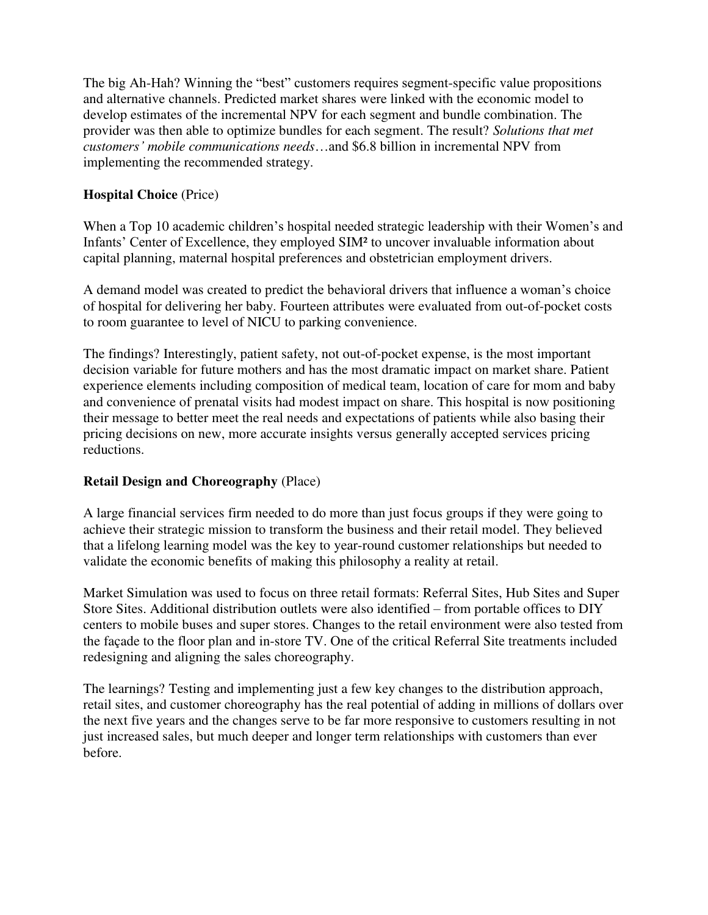The big Ah-Hah? Winning the “best” customers requires segment-specific value propositions and alternative channels. Predicted market shares were linked with the economic model to develop estimates of the incremental NPV for each segment and bundle combination. The provider was then able to optimize bundles for each segment. The result? *Solutions that met customers’ mobile communications needs*…and $6.8 billion in incremental NPV from implementing the recommended strategy.

**Hospital Choice** (Price)

When a Top 10 academic children’s hospital needed strategic leadership with their Women’s and Infants’ Center of Excellence, they employed SIM² to uncover invaluable information about capital planning, maternal hospital preferences and obstetrician employment drivers.

A demand model was created to predict the behavioral drivers that influence a woman’s choice of hospital for delivering her baby. Fourteen attributes were evaluated from out-of-pocket costs to room guarantee to level of NICU to parking convenience.

The findings? Interestingly, patient safety, not out-of-pocket expense, is the most important decision variable for future mothers and has the most dramatic impact on market share. Patient experience elements including composition of medical team, location of care for mom and baby and convenience of prenatal visits had modest impact on share. This hospital is now positioning their message to better meet the real needs and expectations of patients while also basing their pricing decisions on new, more accurate insights versus generally accepted services pricing reductions.

**Retail Design and Choreography** (Place)

A large financial services firm needed to do more than just focus groups if they were going to achieve their strategic mission to transform the business and their retail model. They believed that a lifelong learning model was the key to year-round customer relationships but needed to validate the economic benefits of making this philosophy a reality at retail.

Market Simulation was used to focus on three retail formats: Referral Sites, Hub Sites and Super Store Sites. Additional distribution outlets were also identified – from portable offices to DIY centers to mobile buses and super stores. Changes to the retail environment were also tested from the façade to the floor plan and in-store TV. One of the critical Referral Site treatments included redesigning and aligning the sales choreography.

The learnings? Testing and implementing just a few key changes to the distribution approach, retail sites, and customer choreography has the real potential of adding in millions of dollars over the next five years and the changes serve to be far more responsive to customers resulting in not just increased sales, but much deeper and longer term relationships with customers than ever before.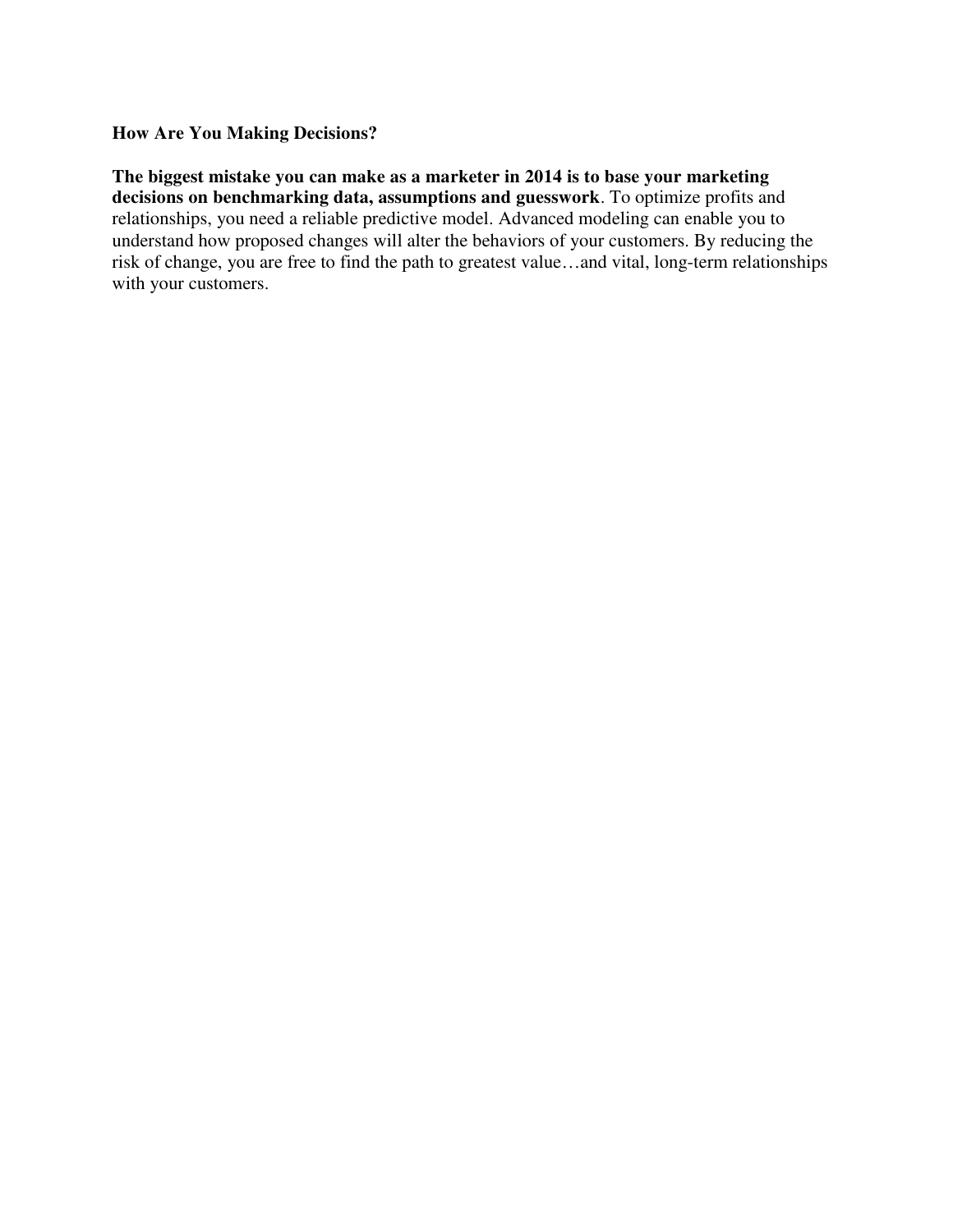**How Are You Making Decisions?**

**The biggest mistake you can make as a marketer in 2014 is to base your marketing decisions on benchmarking data, assumptions and guesswork**. To optimize profits and relationships, you need a reliable predictive model. Advanced modeling can enable you to understand how proposed changes will alter the behaviors of your customers. By reducing the risk of change, you are free to find the path to greatest value…and vital, long-term relationships with your customers.